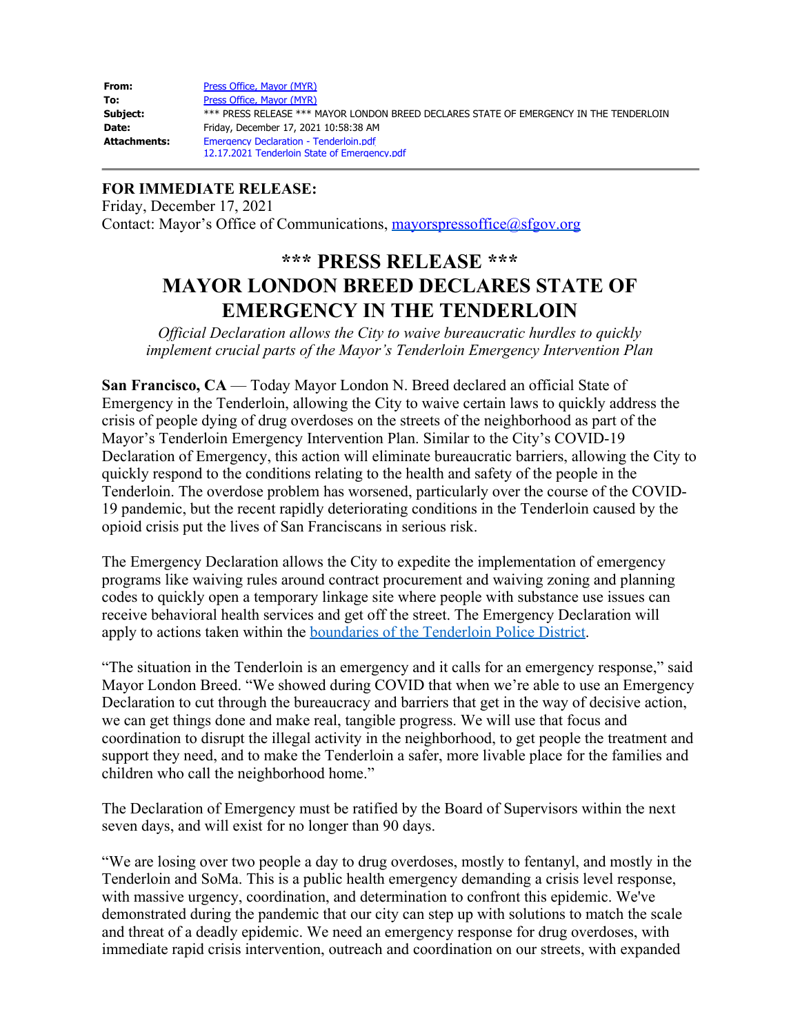| | |
|---|---|
| **From:** | Press Office, Mayor (MYR) |
| **To:** | Press Office, Mayor (MYR) |
| **Subject:** | *** PRESS RELEASE *** MAYOR LONDON BREED DECLARES STATE OF EMERGENCY IN THE TENDERLOIN |
| **Date:** | Friday, December 17, 2021 10:58:38 AM |
| **Attachments:** | Emergency Declaration - Tenderloin.pdf<br>12.17.2021 Tenderloin State of Emergency.pdf |

---

**FOR IMMEDIATE RELEASE:**
Friday, December 17, 2021
Contact: Mayor's Office of Communications, mayorspressoffice@sfgov.org

# *** PRESS RELEASE ***
# MAYOR LONDON BREED DECLARES STATE OF EMERGENCY IN THE TENDERLOIN

*Official Declaration allows the City to waive bureaucratic hurdles to quickly implement crucial parts of the Mayor's Tenderloin Emergency Intervention Plan*

**San Francisco, CA** — Today Mayor London N. Breed declared an official State of Emergency in the Tenderloin, allowing the City to waive certain laws to quickly address the crisis of people dying of drug overdoses on the streets of the neighborhood as part of the Mayor's Tenderloin Emergency Intervention Plan. Similar to the City's COVID-19 Declaration of Emergency, this action will eliminate bureaucratic barriers, allowing the City to quickly respond to the conditions relating to the health and safety of the people in the Tenderloin. The overdose problem has worsened, particularly over the course of the COVID-19 pandemic, but the recent rapidly deteriorating conditions in the Tenderloin caused by the opioid crisis put the lives of San Franciscans in serious risk.

The Emergency Declaration allows the City to expedite the implementation of emergency programs like waiving rules around contract procurement and waiving zoning and planning codes to quickly open a temporary linkage site where people with substance use issues can receive behavioral health services and get off the street. The Emergency Declaration will apply to actions taken within the boundaries of the Tenderloin Police District.

"The situation in the Tenderloin is an emergency and it calls for an emergency response," said Mayor London Breed. "We showed during COVID that when we're able to use an Emergency Declaration to cut through the bureaucracy and barriers that get in the way of decisive action, we can get things done and make real, tangible progress. We will use that focus and coordination to disrupt the illegal activity in the neighborhood, to get people the treatment and support they need, and to make the Tenderloin a safer, more livable place for the families and children who call the neighborhood home."

The Declaration of Emergency must be ratified by the Board of Supervisors within the next seven days, and will exist for no longer than 90 days.

"We are losing over two people a day to drug overdoses, mostly to fentanyl, and mostly in the Tenderloin and SoMa. This is a public health emergency demanding a crisis level response, with massive urgency, coordination, and determination to confront this epidemic. We've demonstrated during the pandemic that our city can step up with solutions to match the scale and threat of a deadly epidemic. We need an emergency response for drug overdoses, with immediate rapid crisis intervention, outreach and coordination on our streets, with expanded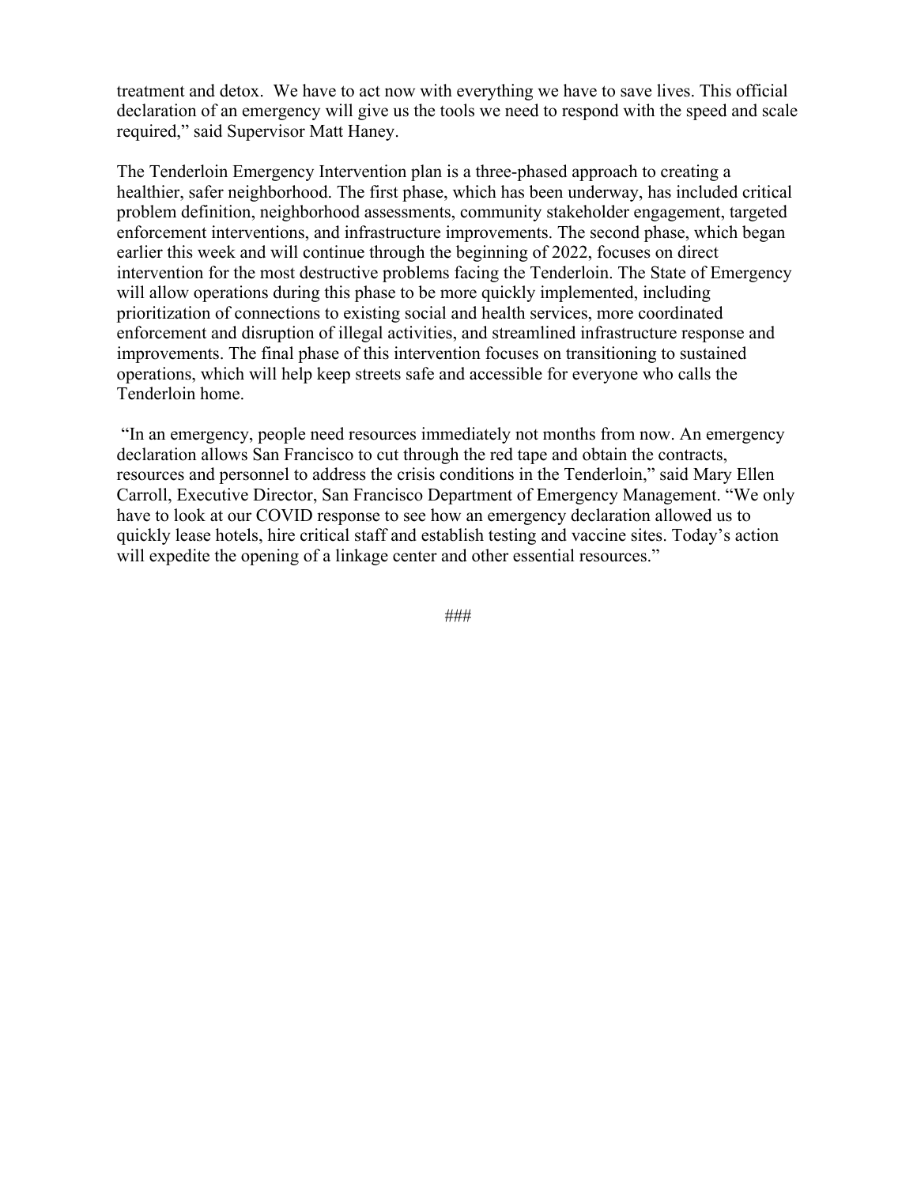treatment and detox. We have to act now with everything we have to save lives. This official declaration of an emergency will give us the tools we need to respond with the speed and scale required," said Supervisor Matt Haney.

The Tenderloin Emergency Intervention plan is a three-phased approach to creating a healthier, safer neighborhood. The first phase, which has been underway, has included critical problem definition, neighborhood assessments, community stakeholder engagement, targeted enforcement interventions, and infrastructure improvements. The second phase, which began earlier this week and will continue through the beginning of 2022, focuses on direct intervention for the most destructive problems facing the Tenderloin. The State of Emergency will allow operations during this phase to be more quickly implemented, including prioritization of connections to existing social and health services, more coordinated enforcement and disruption of illegal activities, and streamlined infrastructure response and improvements. The final phase of this intervention focuses on transitioning to sustained operations, which will help keep streets safe and accessible for everyone who calls the Tenderloin home.

"In an emergency, people need resources immediately not months from now. An emergency declaration allows San Francisco to cut through the red tape and obtain the contracts, resources and personnel to address the crisis conditions in the Tenderloin," said Mary Ellen Carroll, Executive Director, San Francisco Department of Emergency Management. "We only have to look at our COVID response to see how an emergency declaration allowed us to quickly lease hotels, hire critical staff and establish testing and vaccine sites. Today's action will expedite the opening of a linkage center and other essential resources."

###